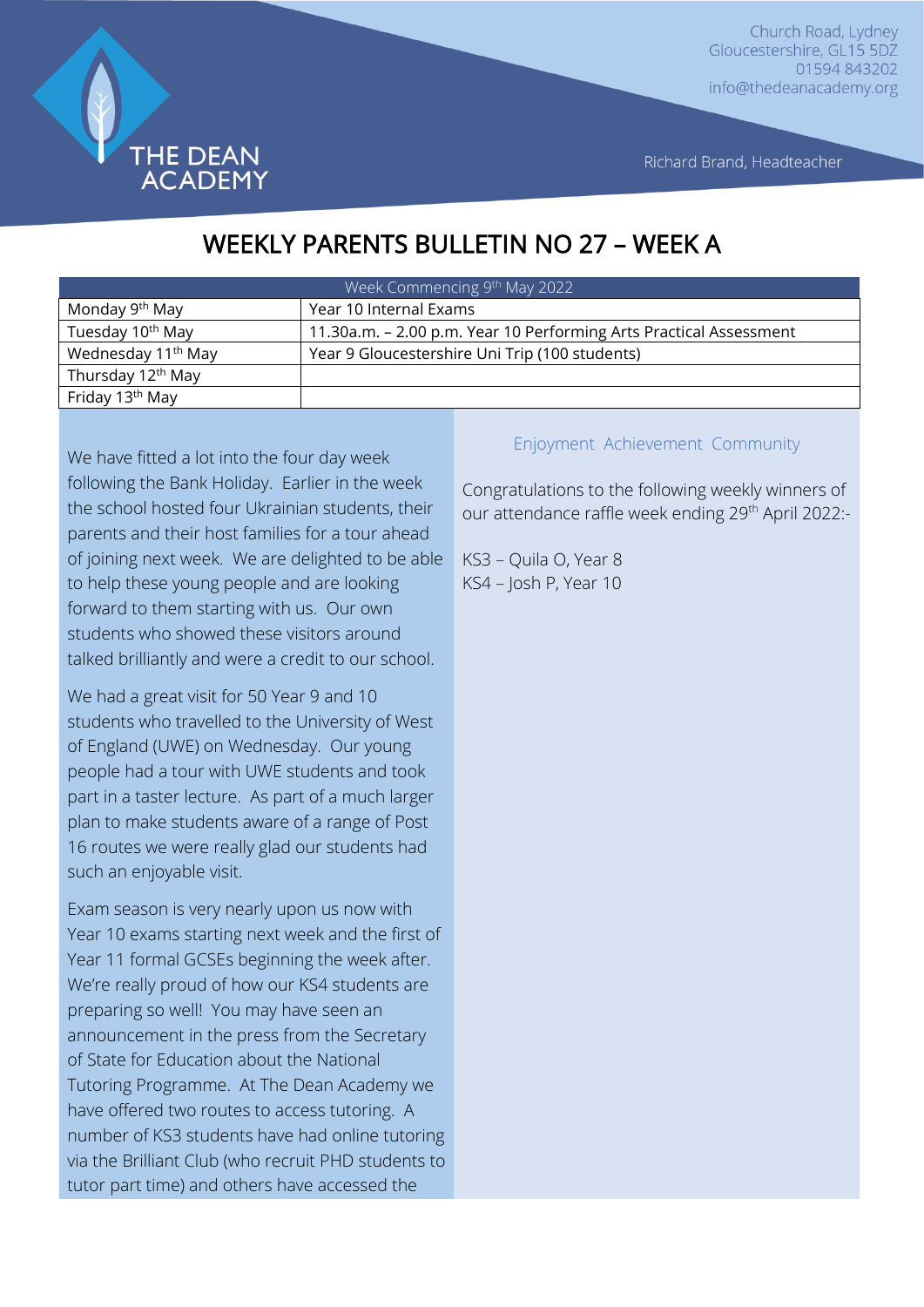THE DEAN ACADEMY

Church Road, Lydney
Gloucestershire, GL15 5DZ
01594 843202
info@thedeanacademy.org

Richard Brand, Headteacher

# WEEKLY PARENTS BULLETIN NO 27 – WEEK A

| Week Commencing 9th May 2022 | |
|---|---|
| Monday 9th May | Year 10 Internal Exams |
| Tuesday 10th May | 11.30a.m. – 2.00 p.m. Year 10 Performing Arts Practical Assessment |
| Wednesday 11th May | Year 9 Gloucestershire Uni Trip (100 students) |
| Thursday 12th May | |
| Friday 13th May | |

We have fitted a lot into the four day week following the Bank Holiday. Earlier in the week the school hosted four Ukrainian students, their parents and their host families for a tour ahead of joining next week. We are delighted to be able to help these young people and are looking forward to them starting with us. Our own students who showed these visitors around talked brilliantly and were a credit to our school.

We had a great visit for 50 Year 9 and 10 students who travelled to the University of West of England (UWE) on Wednesday. Our young people had a tour with UWE students and took part in a taster lecture. As part of a much larger plan to make students aware of a range of Post 16 routes we were really glad our students had such an enjoyable visit.

Exam season is very nearly upon us now with Year 10 exams starting next week and the first of Year 11 formal GCSEs beginning the week after. We're really proud of how our KS4 students are preparing so well! You may have seen an announcement in the press from the Secretary of State for Education about the National Tutoring Programme. At The Dean Academy we have offered two routes to access tutoring. A number of KS3 students have had online tutoring via the Brilliant Club (who recruit PHD students to tutor part time) and others have accessed the

Enjoyment Achievement Community

Congratulations to the following weekly winners of our attendance raffle week ending 29th April 2022:-

KS3 – Quila O, Year 8
KS4 – Josh P, Year 10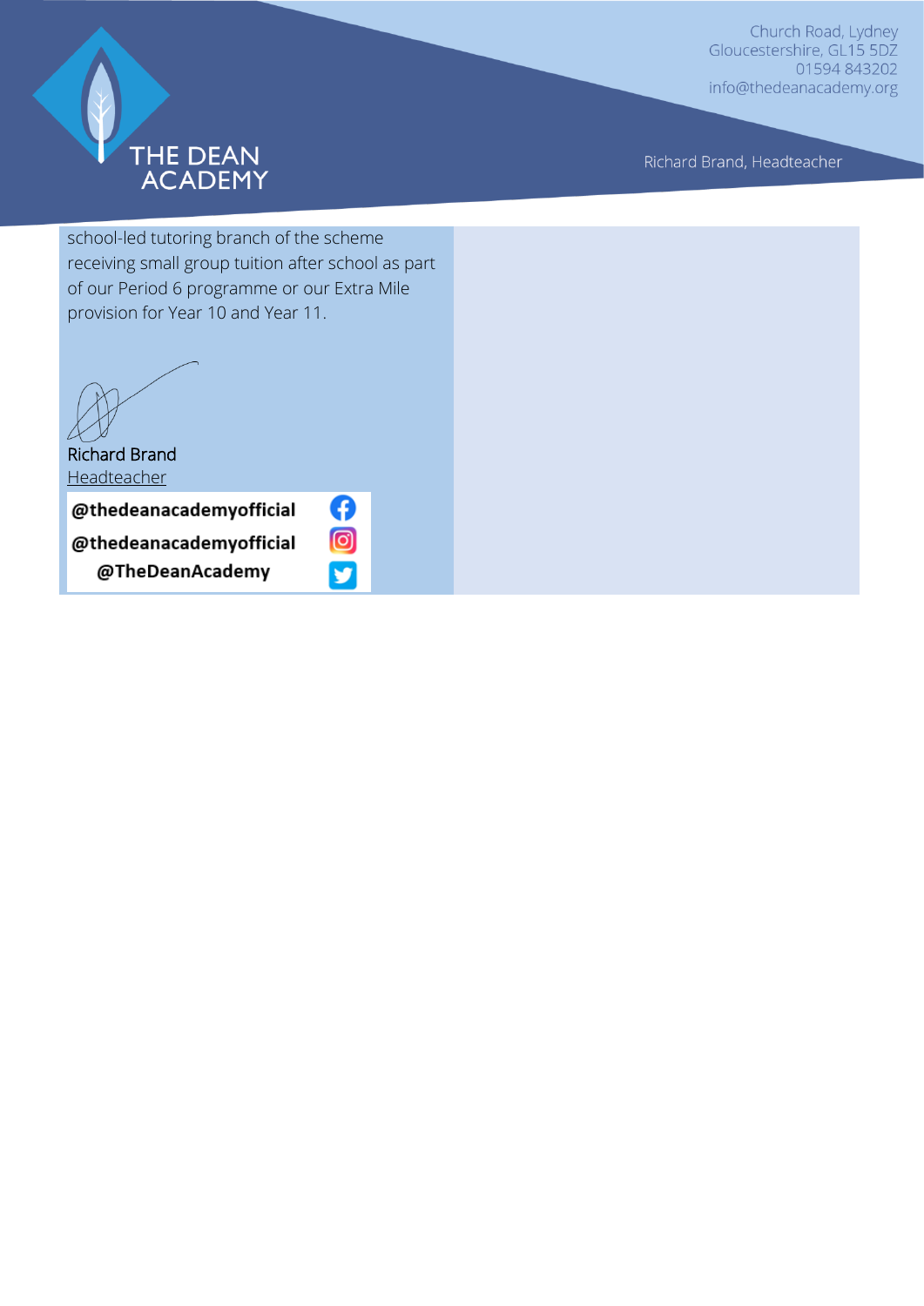school-led tutoring branch of the scheme receiving small group tuition after school as part of our Period 6 programme or our Extra Mile provision for Year 10 and Year 11.

Richard Brand
Headteacher

**@thedeanacademyofficial**
**@thedeanacademyofficial**
**@TheDeanAcademy**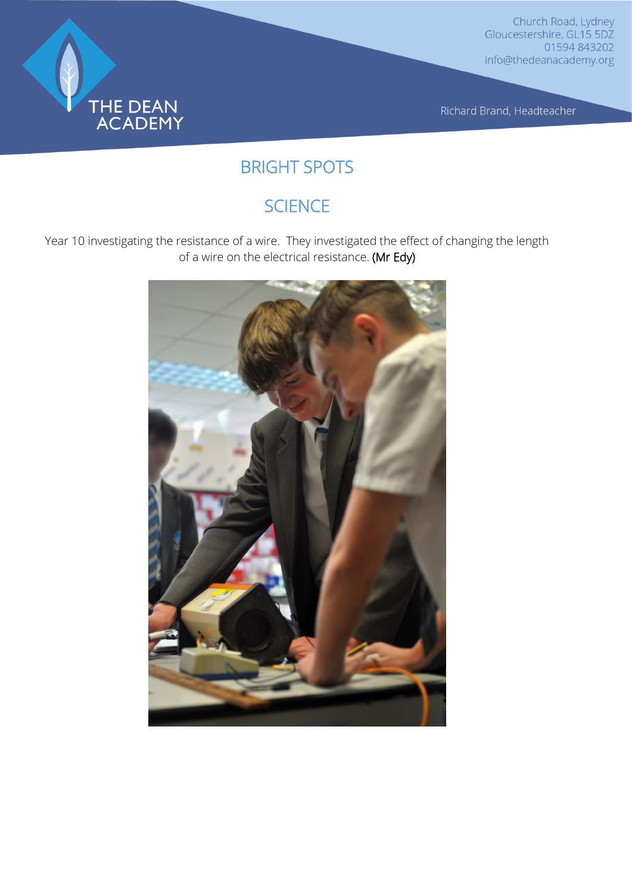# BRIGHT SPOTS

## SCIENCE

Year 10 investigating the resistance of a wire. They investigated the effect of changing the length of a wire on the electrical resistance. (Mr Edy)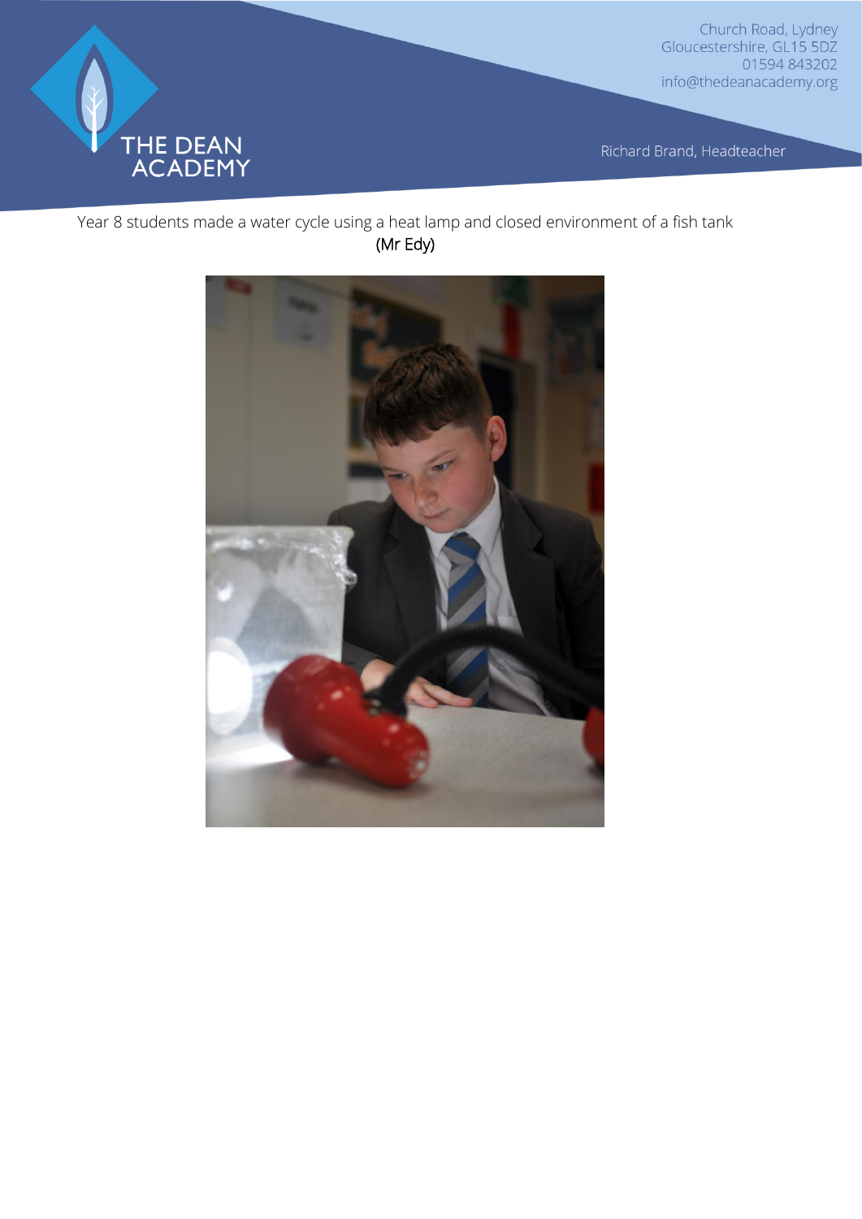Year 8 students made a water cycle using a heat lamp and closed environment of a fish tank
(Mr Edy)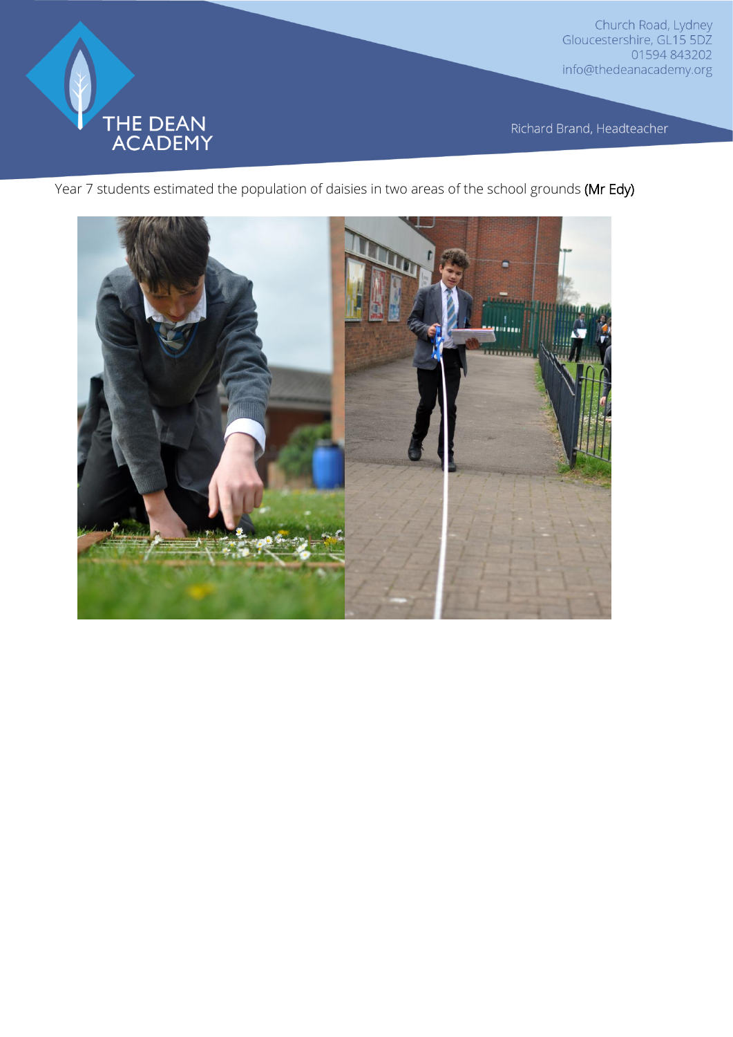Year 7 students estimated the population of daisies in two areas of the school grounds **(Mr Edy)**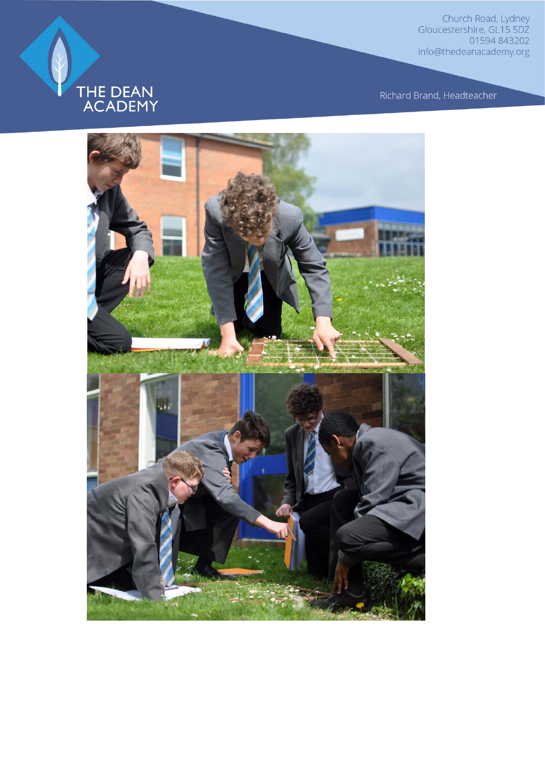THE DEAN ACADEMY

Church Road, Lydney
Gloucestershire, GL15 5DZ
01594 843202
info@thedeanacademy.org

Richard Brand, Headteacher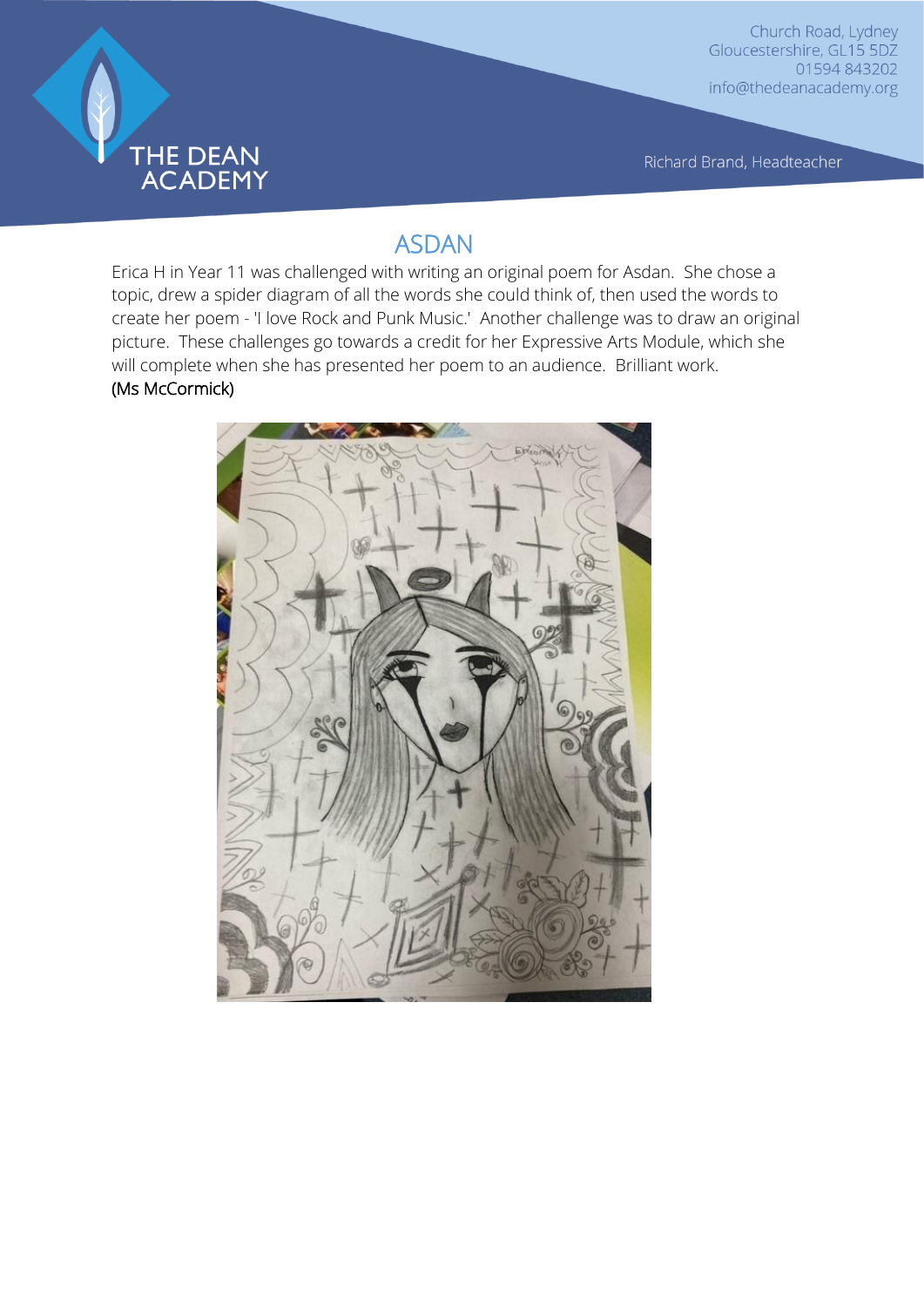## ASDAN

Erica H in Year 11 was challenged with writing an original poem for Asdan. She chose a topic, drew a spider diagram of all the words she could think of, then used the words to create her poem - 'I love Rock and Punk Music.' Another challenge was to draw an original picture. These challenges go towards a credit for her Expressive Arts Module, which she will complete when she has presented her poem to an audience. Brilliant work.
(Ms McCormick)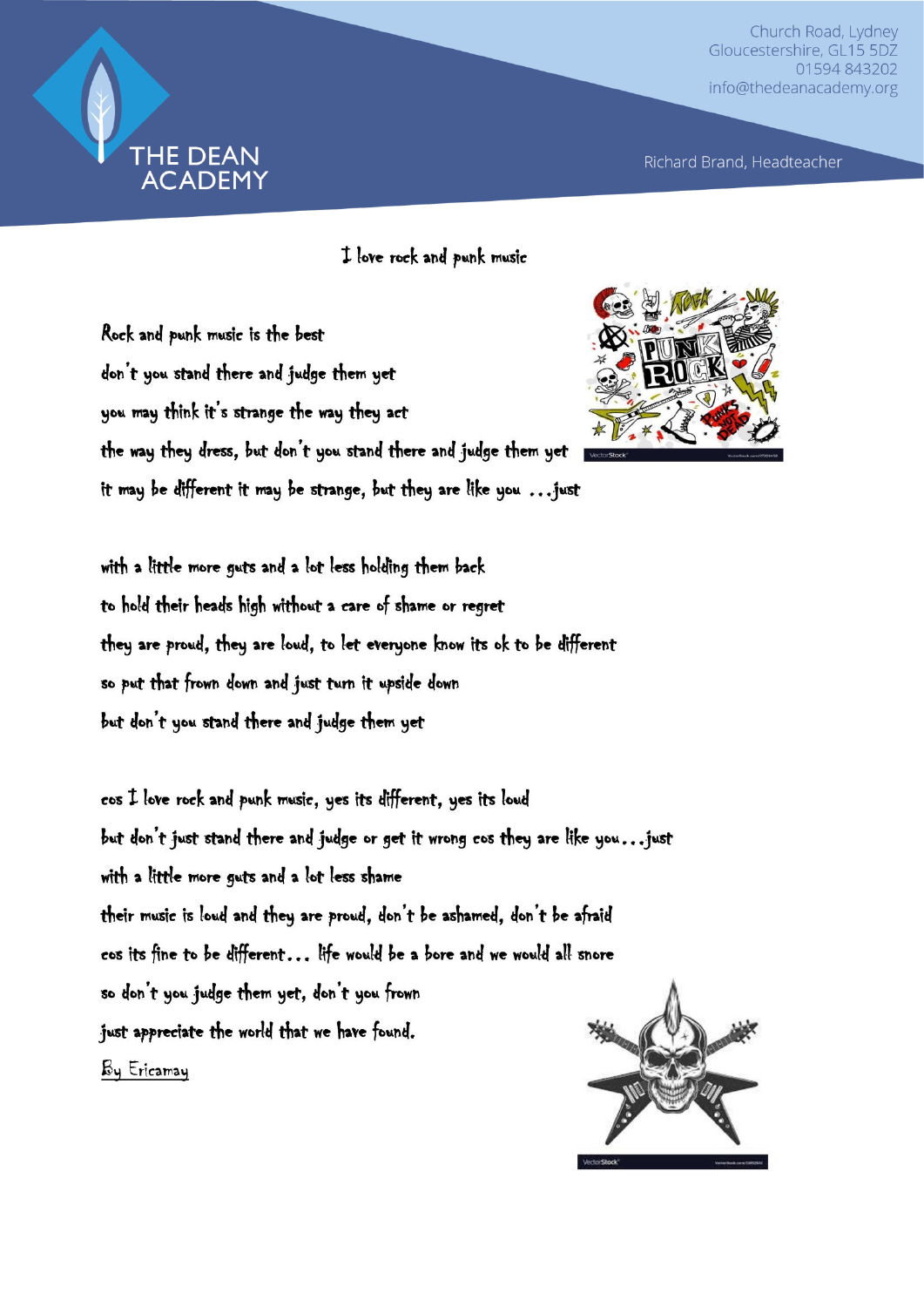# I love rock and punk music

Rock and punk music is the best
don't you stand there and judge them yet
you may think it's strange the way they act
the way they dress, but don't you stand there and judge them yet
it may be different it may be strange, but they are like you …just

with a little more guts and a lot less holding them back
to hold their heads high without a care of shame or regret
they are proud, they are loud, to let everyone know its ok to be different
so put that frown down and just turn it upside down
but don't you stand there and judge them yet

cos I love rock and punk music, yes its different, yes its loud
but don't just stand there and judge or get it wrong cos they are like you…just
with a little more guts and a lot less shame
their music is loud and they are proud, don't be ashamed, don't be afraid
cos its fine to be different… life would be a bore and we would all snore
so don't you judge them yet, don't you frown
just appreciate the world that we have found.

By Ericamay